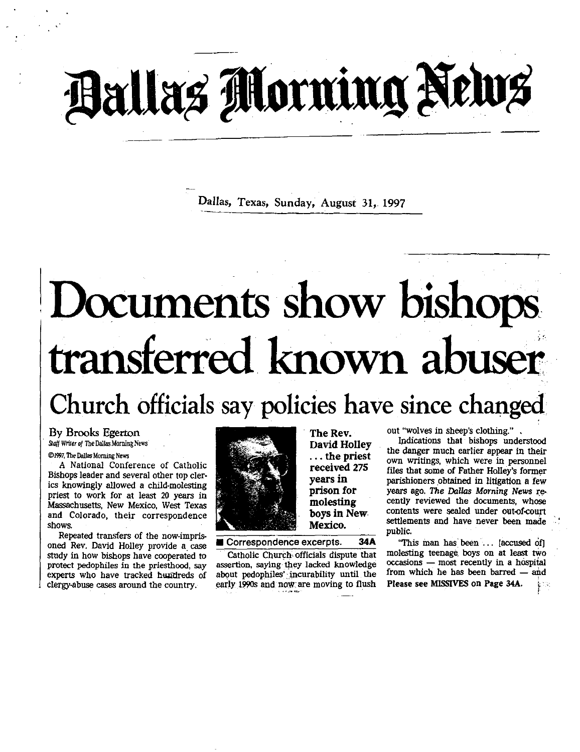# Dallas Morning News

Dallas, Texas, Sunday, August 31, 1997

# Documents show bishops transferred known abuser

## Church officials say policies have since changed

By Brooks Egerton
*Staff Writer of The Dallas Morning News*

©1997, The Dallas Morning News

A National Conference of Catholic Bishops leader and several other top clerics knowingly allowed a child-molesting priest to work for at least 20 years in Massachusetts, New Mexico, West Texas and Colorado, their correspondence shows.

Repeated transfers of the now-imprisoned Rev. David Holley provide a case study in how bishops have cooperated to protect pedophiles in the priesthood, say experts who have tracked hundreds of clergy-abuse cases around the country.

**The Rev. David Holley . . . the priest received 275 years in prison for molesting boys in New Mexico.**

■ Correspondence excerpts. **34A**

Catholic Church officials dispute that assertion, saying they lacked knowledge about pedophiles' incurability until the early 1990s and now are moving to flush out "wolves in sheep's clothing."

Indications that bishops understood the danger much earlier appear in their own writings, which were in personnel files that some of Father Holley's former parishioners obtained in litigation a few years ago. *The Dallas Morning News* recently reviewed the documents, whose contents were sealed under out-of-court settlements and have never been made public.

"This man has been . . . [accused of] molesting teenage boys on at least two occasions — most recently in a hospital from which he has been barred — and

**Please see MISSIVES on Page 34A.**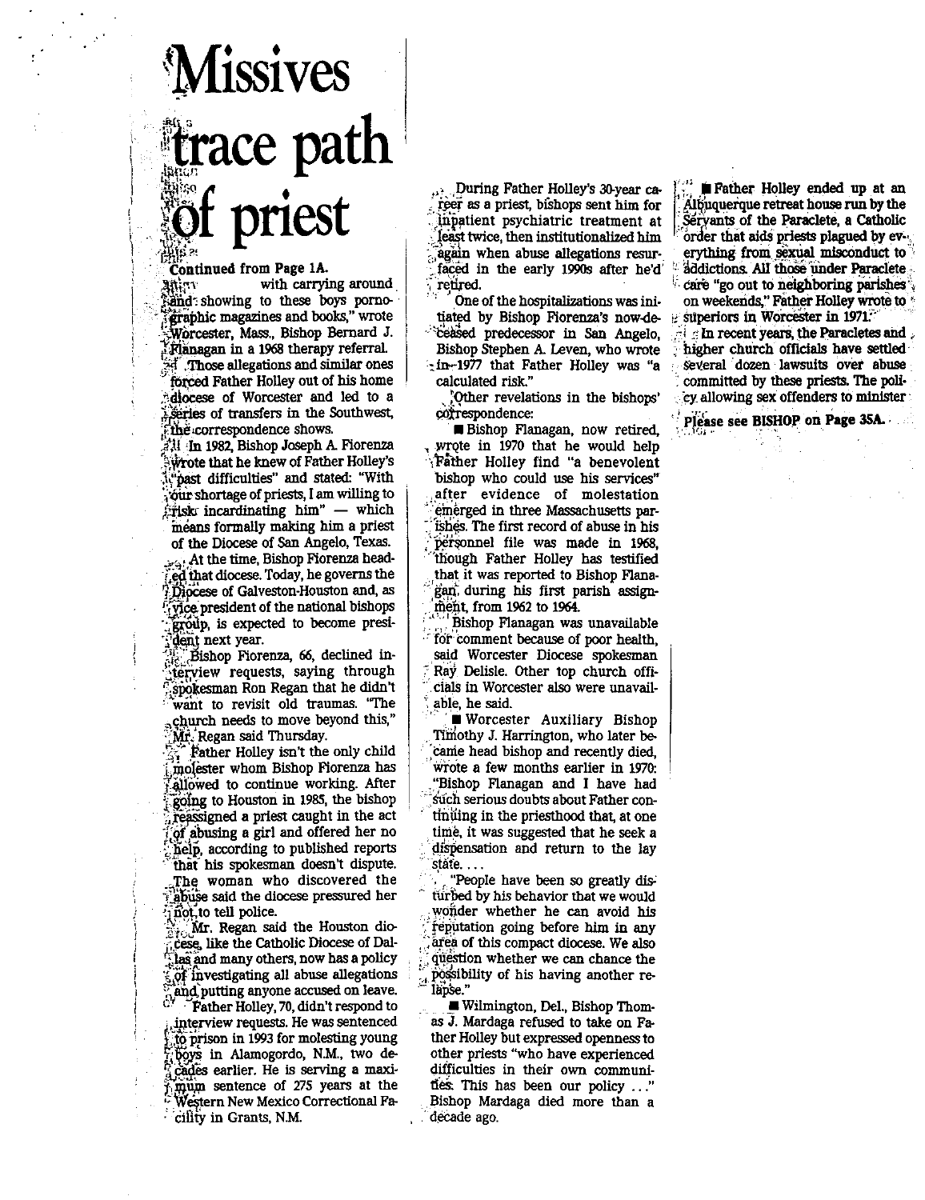# Missives trace path of priest

Continued from Page 1A.

with carrying around and showing to these boys pornographic magazines and books," wrote Worcester, Mass., Bishop Bernard J. Flanagan in a 1968 therapy referral.

Those allegations and similar ones forced Father Holley out of his home diocese of Worcester and led to a series of transfers in the Southwest, the correspondence shows.

In 1982, Bishop Joseph A. Fiorenza wrote that he knew of Father Holley's "past difficulties" and stated: "With our shortage of priests, I am willing to risk incardinating him" — which means formally making him a priest of the Diocese of San Angelo, Texas.

At the time, Bishop Fiorenza headed that diocese. Today, he governs the Diocese of Galveston-Houston and, as vice president of the national bishops group, is expected to become president next year.

Bishop Fiorenza, 66, declined interview requests, saying through spokesman Ron Regan that he didn't want to revisit old traumas. "The church needs to move beyond this," Mr. Regan said Thursday.

Father Holley isn't the only child molester whom Bishop Fiorenza has allowed to continue working. After going to Houston in 1985, the bishop reassigned a priest caught in the act of abusing a girl and offered her no help, according to published reports that his spokesman doesn't dispute. The woman who discovered the abuse said the diocese pressured her not to tell police.

Mr. Regan said the Houston diocese, like the Catholic Diocese of Dallas and many others, now has a policy of investigating all abuse allegations and putting anyone accused on leave.

Father Holley, 70, didn't respond to interview requests. He was sentenced to prison in 1993 for molesting young boys in Alamogordo, N.M., two decades earlier. He is serving a maximum sentence of 275 years at the Western New Mexico Correctional Facility in Grants, N.M.

During Father Holley's 30-year career as a priest, bishops sent him for inpatient psychiatric treatment at least twice, then institutionalized him again when abuse allegations resurfaced in the early 1990s after he'd retired.

One of the hospitalizations was initiated by Bishop Fiorenza's now-deceased predecessor in San Angelo, Bishop Stephen A. Leven, who wrote in 1977 that Father Holley was "a calculated risk."

Other revelations in the bishops' correspondence:

- Bishop Flanagan, now retired, wrote in 1970 that he would help Father Holley find "a benevolent bishop who could use his services" after evidence of molestation emerged in three Massachusetts parishes. The first record of abuse in his personnel file was made in 1968, though Father Holley has testified that it was reported to Bishop Flanagan during his first parish assignment, from 1962 to 1964.

Bishop Flanagan was unavailable for comment because of poor health, said Worcester Diocese spokesman Ray Delisle. Other top church officials in Worcester also were unavailable, he said.

- Worcester Auxiliary Bishop Timothy J. Harrington, who later became head bishop and recently died, wrote a few months earlier in 1970: "Bishop Flanagan and I have had such serious doubts about Father continuing in the priesthood that, at one time, it was suggested that he seek a dispensation and return to the lay state. . . .

"People have been so greatly disturbed by his behavior that we would wonder whether he can avoid his reputation going before him in any area of this compact diocese. We also question whether we can chance the possibility of his having another relapse."

- Wilmington, Del., Bishop Thomas J. Mardaga refused to take on Father Holley but expressed openness to other priests "who have experienced difficulties in their own communities. This has been our policy . . ." Bishop Mardaga died more than a decade ago.

- Father Holley ended up at an Albuquerque retreat house run by the Servants of the Paraclete, a Catholic order that aids priests plagued by everything from sexual misconduct to addictions. All those under Paraclete care "go out to neighboring parishes on weekends," Father Holley wrote to superiors in Worcester in 1971.

In recent years, the Paracletes and higher church officials have settled several dozen lawsuits over abuse committed by these priests. The policy allowing sex offenders to minister

**Please see BISHOP on Page 35A.**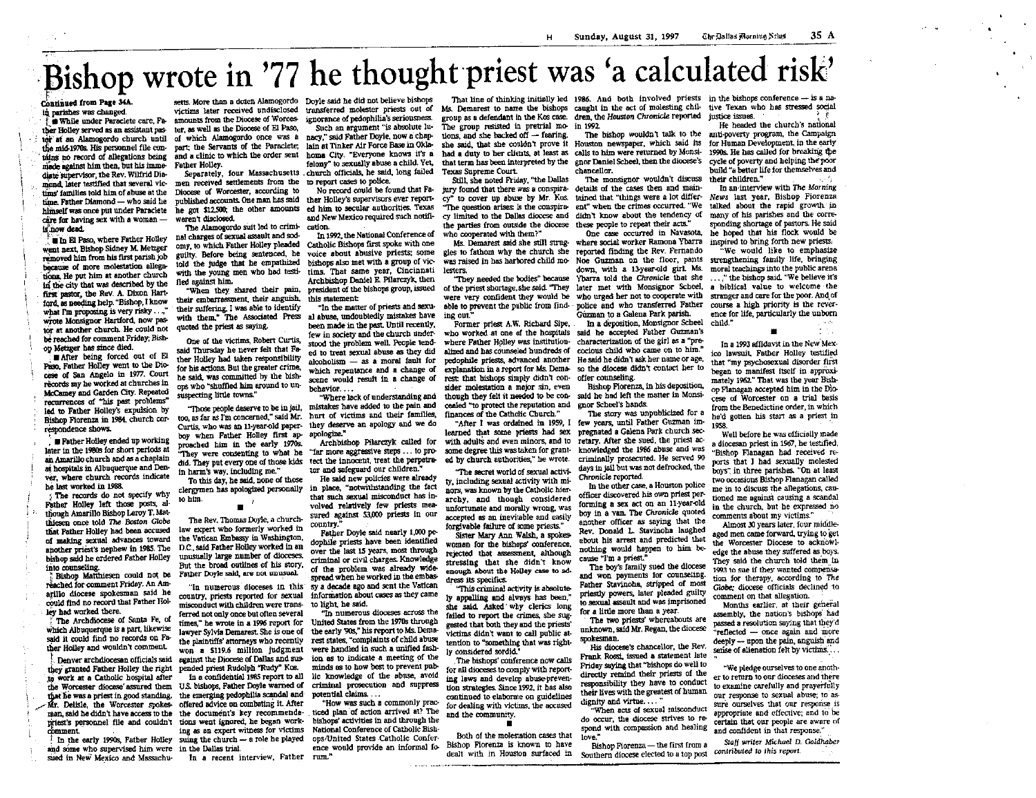# Bishop wrote in '77 he thought priest was 'a calculated risk'

Continued from Page 34A.

in parishes was changed.

■ While under Paraclete care, Father Holley served as an assistant pastor at an Alamogordo church until the mid-1970s. His personnel file contains no record of allegations being made against him then, but his immediate supervisor, the Rev. Wilfrid Diamond, later testified that several victims' families told him of abuse at the time. Father Diamond — who said he himself was once put under Paraclete care for having sex with a woman — is now dead.

■ In El Paso, where Father Holley went next, Bishop Sidney M. Metzger removed him from his first parish job because of more molestation allegations. He put him at another church in the city that was described by the first pastor, the Rev. A. Dixon Hartford, as needing help. "Bishop, I know what I'm proposing is very risky . . .," wrote Monsignor Hartford, now pastor at another church. He could not be reached for comment Friday; Bishop Metzger has since died.

■ After being forced out of El Paso, Father Holley went to the Diocese of San Angelo in 1977. Court records say he worked at churches in McCamey and Garden City. Repeated recurrences of "his past problems" led to Father Holley's expulsion by Bishop Fiorenza in 1984, church correspondence shows.

■ Father Holley ended up working later in the 1980s for short periods at an Amarillo church and as a chaplain at hospitals in Albuquerque and Denver, where church records indicate he last worked in 1988.

The records do not specify why Father Holley left those posts, although Amarillo Bishop Leroy T. Matthiesen once told *The Boston Globe* that Father Holley had been accused of making sexual advances toward another priest's nephew in 1985. The bishop said he ordered Father Holley into counseling.

Bishop Matthiesen could not be reached for comment Friday. An Amarillo diocese spokesman said he could find no record that Father Holley had worked there.

The Archdiocese of Santa Fe, of which Albuquerque is a part, likewise said it could find no records on Father Holley and wouldn't comment.

Denver archdiocesan officials said they granted Father Holley the right to work at a Catholic hospital after the Worcester diocese assured them that he was a priest in good standing. Mr. Delisle, the Worcester spokesman, said he didn't have access to the priest's personnel file and couldn't comment.

In the early 1990s, Father Holley and some who supervised him were sued in New Mexico and Massachusetts. More than a dozen Alamogordo victims later received undisclosed amounts from the Diocese of Worcester, as well as the Diocese of El Paso, of which Alamogordo once was a part; the Servants of the Paraclete; and a clinic to which the order sent Father Holley.

Separately, four Massachusetts men received settlements from the Diocese of Worcester, according to published accounts. One man has said he got $12,500; the other amounts weren't disclosed.

The Alamogordo suit led to criminal charges of sexual assault and sodomy, to which Father Holley pleaded guilty. Before being sentenced, he told the judge that he empathized with the young men who had testified against him.

"When they shared their pain, their embarrassment, their anguish, their suffering, I was able to identify with them," The Associated Press quoted the priest as saying.

One of the victims, Robert Curtis, said Thursday he never felt that Father Holley had taken responsibility for his actions. But the greater crime, he said, was committed by the bishops who "shuffled him around to unsuspecting little towns."

"Those people deserve to be in jail, too, as far as I'm concerned," said Mr. Curtis, who was an 11-year-old paperboy when Father Holley first approached him in the early 1970s. "They were consenting to what he did. They put every one of those kids in harm's way, including me."

To this day, he said, none of those clergymen has apologized personally to him.

■

The Rev. Thomas Doyle, a church-law expert who formerly worked in the Vatican Embassy in Washington, D.C., said Father Holley worked in an unusually large number of dioceses. But the broad outlines of his story, Father Doyle said, are not unusual.

"In numerous dioceses in this country, priests reported for sexual misconduct with children were transferred not only once but often several times," he wrote in a 1996 report for lawyer Sylvia Demarest. She is one of the plaintiffs' attorneys who recently won a $119.6 million judgment against the Diocese of Dallas and suspended priest Rudolph "Rudy" Kos.

In a confidential 1985 report to all U.S. bishops, Father Doyle warned of the emerging pedophilia scandal and offered advice on combating it. After the document's key recommendations went ignored, he began working as an expert witness for victims suing the church — a role he played in the Dallas trial.

In a recent interview, Father Doyle said he did not believe bishops transferred molester priests out of ignorance of pedophilia's seriousness.

Such an argument "is absolute lunacy," said Father Doyle, now a chaplain at Tinker Air Force Base in Oklahoma City. "Everyone knows it's a felony" to sexually abuse a child. Yet, church officials, he said, long failed to report cases to police.

No record could be found that Father Holley's supervisors ever reported him to secular authorities. Texas and New Mexico required such notification.

In 1992, the National Conference of Catholic Bishops first spoke with one voice about abusive priests; some bishops also met with a group of victims. That same year, Cincinnati Archbishop Daniel E. Pilarczyk, then president of the bishops group, issued this statement:

"In the matter of priests and sexual abuse, undoubtedly mistakes have been made in the past. Until recently, few in society and the church understood the problem well. People tended to treat sexual abuse as they did alcoholism — as a moral fault for which repentance and a change of scene would result in a change of behavior. . . .

"Where lack of understanding and mistakes have added to the pain and hurt of victims and their families, they deserve an apology and we do apologize."

Archbishop Pilarczyk called for "far more aggressive steps . . . to protect the innocent, treat the perpetrator and safeguard our children."

He said new policies were already in place, "notwithstanding the fact that such sexual misconduct has involved relatively few priests measured against 53,000 priests in our country."

Father Doyle said nearly 1,000 pedophile priests have been identified over the last 15 years, most through criminal or civil charges. Knowledge of the problem was already widespread when he worked in the embassy a decade ago and sent the Vatican information about cases as they came to light, he said.

"In numerous dioceses across the United States from the 1970s through the early '90s," his report to Ms. Demarest states, "complaints of child abuse were handled in such a unified fashion as to indicate a meeting of the minds as to how best to prevent public knowledge of the abuse, avoid criminal prosecution and suppress potential claims. . . .

"How was such a commonly practiced plan of action arrived at? The bishops' activities in and through the National Conference of Catholic Bishops/United States Catholic Conference would provide an informal forum."

That line of thinking initially led Ms. Demarest to name the bishops group as a defendant in the Kos case. The group resisted in pretrial motions, and she backed off — fearing, she said, that she couldn't prove it had a duty to her clients, at least as that term has been interpreted by the Texas Supreme Court.

Still, she noted Friday, "the Dallas jury found that there *was* a conspiracy" to cover up abuse by Mr. Kos. "The question arises: Is the conspiracy limited to the Dallas diocese and the parties from outside the diocese who cooperated with them?"

Ms. Demarest said she still struggles to fathom why the church she was raised in has harbored child molesters.

"They needed the bodies" because of the priest shortage, she said. "They were very confident they would be able to prevent the public from finding out."

Former priest A.W. Richard Sipe, who worked at one of the hospitals where Father Holley was institutionalized and has counseled hundreds of pedophile priests, advanced another explanation in a report for Ms. Demarest: that bishops simply didn't consider molestation a major sin, even though they felt it needed to be concealed "to protect the reputation and finances of the Catholic Church."

"After I was ordained in 1959, I learned that some priests had sex with adults and even minors, and to some degree this was taken for granted by church authorities," he wrote.

"The secret world of sexual activity, including sexual activity with minors, was known by the Catholic hierarchy, and though considered unfortunate and morally wrong, was accepted as an inevitable and easily forgivable failure of some priests."

Sister Mary Ann Walsh, a spokeswoman for the bishops' conference, rejected that assessment, although stressing that she didn't know enough about the Holley case to address its specifics.

"This criminal activity is absolutely appalling and always has been," she said. Asked why clerics long failed to report the crimes, she suggested that both they and the priests' victims didn't want to call public attention to "something that was rightly considered sordid."

The bishops' conference now calls for all dioceses to comply with reporting laws and develop abuse-prevention strategies. Since 1992, it has also continued to elaborate on guidelines for dealing with victims, the accused and the community.

■

Both of the molestation cases that Bishop Fiorenza is known to have dealt with in Houston surfaced in 1986. And both involved priests caught in the act of molesting children, the *Houston Chronicle* reported in 1992.

The bishop wouldn't talk to the Houston newspaper, which said its calls to him were returned by Monsignor Daniel Scheel, then the diocese's chancellor.

The monsignor wouldn't discuss details of the cases then and maintained that "things were a lot different" when the crimes occurred. "We didn't know about the tendency of these people to repeat their acts."

One case occurred in Navasota, where social worker Ramona Ybarra reported finding the Rev. Fernando Noe Guzman on the floor, pants down, with a 13-year-old girl. Ms. Ybarra told the *Chronicle* that she later met with Monsignor Scheel, who urged her not to cooperate with police and who transferred Father Guzman to a Galena Park parish.

In a deposition, Monsignor Scheel said he accepted Father Guzman's characterization of the girl as a "precocious child who came on to him." He said he didn't ask her name or age, so the diocese didn't contact her to offer counseling.

Bishop Fiorenza, in his deposition, said he had left the matter in Monsignor Scheel's hands.

The story was unpublicized for a few years, until Father Guzman impregnated a Galena Park church secretary. After she sued, the priest acknowledged the 1986 abuse and was criminally prosecuted. He served 90 days in jail but was not defrocked, the *Chronicle* reported.

In the other case, a Houston police officer discovered his own priest performing a sex act on an 11-year-old boy in a van. The *Chronicle* quoted another officer as saying that the Rev. Donald L. Stavinoha laughed about his arrest and predicted that nothing would happen to him because "I'm a priest."

The boy's family sued the diocese and won payments for counseling. Father Stavinoha, stripped of most priestly powers, later pleaded guilty to sexual assault and was imprisoned for a little more than a year.

The two priests' whereabouts are unknown, said Mr. Regan, the diocese spokesman.

His diocese's chancellor, the Rev. Frank Rossi, issued a statement late Friday saying that "bishops do well to directly remind their priests of the responsibility they have to conduct their lives with the greatest of human dignity and virtue. . . .

"When acts of sexual misconduct do occur, the diocese strives to respond with compassion and healing love."

Bishop Fiorenza — the first from a Southern diocese elected to a top post in the bishops conference — is a native Texan who has stressed social justice issues.

He headed the church's national anti-poverty program, the Campaign for Human Development, in the early 1990s. He has called for breaking the cycle of poverty and helping the poor build "a better life for themselves and their children."

In an interview with *The Morning News* last year, Bishop Fiorenza talked about the rapid growth in many of his parishes and the corresponding shortage of pastors. He said he hoped that his flock would be inspired to bring forth new priests.

"We would like to emphasize strengthening family life, bringing moral teachings into the public arena . . .," the bishop said. "We believe it's a biblical value to welcome the stranger and care for the poor. And of course a high priority is the reverence for life, particularly the unborn child."

■

In a 1993 affidavit in the New Mexico lawsuit, Father Holley testified that "my psychosexual disorder first began to manifest itself in approximately 1962." That was the year Bishop Flanagan accepted him in the Diocese of Worcester on a trial basis from the Benedictine order, in which he'd gotten his start as a priest in 1958.

Well before he was officially made a diocesan priest in 1967, he testified, "Bishop Flanagan had received reports that I had sexually molested boys" in three parishes. "On at least two occasions Bishop Flanagan called me in to discuss the allegations, cautioned me against causing a scandal in the church, but he expressed no comments about my victims."

Almost 30 years later, four middle-aged men came forward, trying to get the Worcester Diocese to acknowledge the abuse they suffered as boys. They said the church told them in 1993 to sue if they wanted compensation for therapy, according to *The Globe*; diocese officials declined to comment on that allegation.

Months earlier, at their general assembly, the nation's bishops had passed a resolution saying that they'd "reflected — once again and more deeply — upon the pain, anguish and sense of alienation felt by victims. . . .

"We pledge ourselves to one another to return to our dioceses and there to examine carefully and prayerfully our response to sexual abuse; to assure ourselves that our response is appropriate and effective; and to be certain that our people are aware of and confident in that response."

*Staff writer Michael D. Goldhaber contributed to this report.*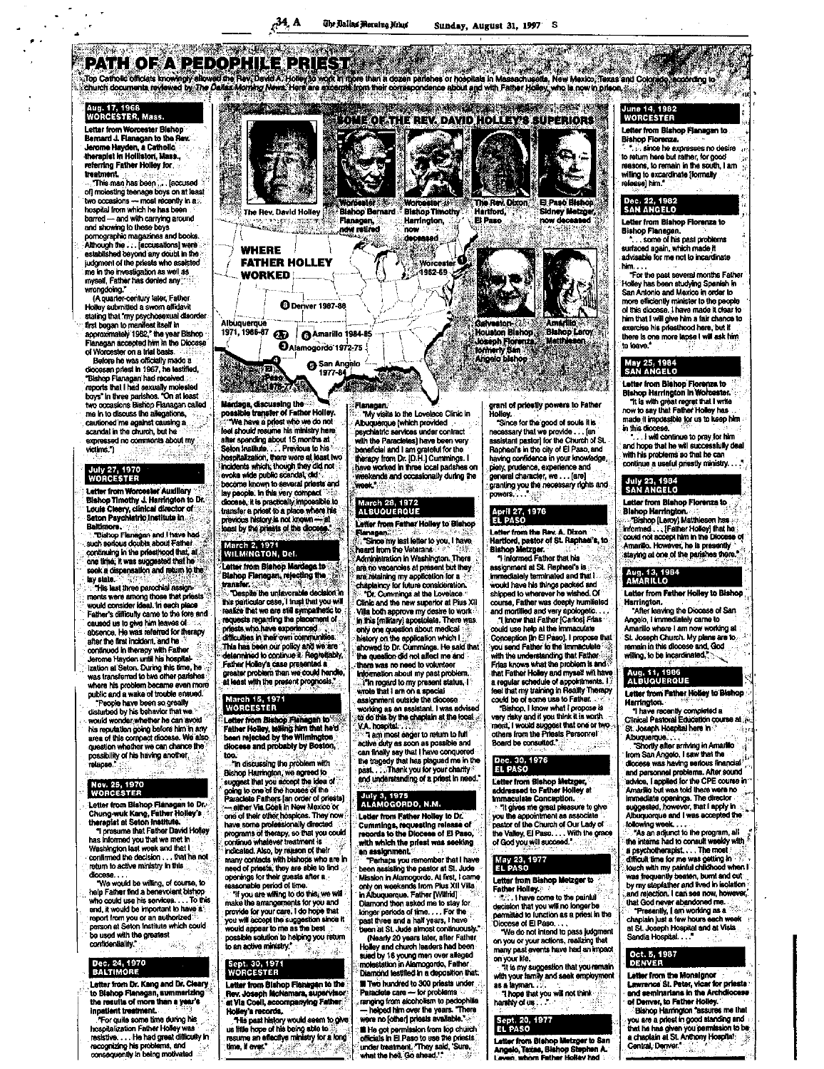# PATH OF A PEDOPHILE PRIEST

Top Catholic officials knowingly allowed the Rev. David A. Holley to work in more than a dozen parishes or hospitals in Massachusetts, New Mexico, Texas and Colorado, according to church documents reviewed by *The Dallas Morning News*. Here are excerpts from their correspondence about and with Father Holley, who is now in prison.

## SOME OF THE REV. DAVID HOLLEY'S SUPERIORS

The Rev. David Holley

Worcester Bishop Bernard Flanagan, now retired

Worcester Bishop Timothy Harrington, now deceased

The Rev. Dixon Hartford, El Paso

El Paso Bishop Sidney Metzger, now deceased

Galveston-Houston Bishop Joseph Fiorenza, formerly San Angelo bishop

Amarillo Bishop Leroy Matthiesen

## WHERE FATHER HOLLEY WORKED

1. Worcester 1962-69
2. Albuquerque 1971, 1986-87
3. Alamogordo 1972-75
4. El Paso 1976-77
5. San Angelo 1977-84
6. Amarillo 1984-85
7. Albuquerque
8. Denver 1987-88

### Aug. 17, 1968 WORCESTER, Mass.

**Letter from Worcester Bishop Bernard J. Flanagan to the Rev. Jerome Hayden, a Catholic therapist in Holliston, Mass., referring Father Holley for treatment.**

"This man has been . . . [accused of] molesting teenage boys on at least two occasions — most recently in a hospital from which he has been barred — and with carrying around and showing to these boys pornographic magazines and books. Although the . . . [accusations] were established beyond any doubt in the judgment of the priests who assisted me in the investigation as well as myself, Father has denied any wrongdoing."

(A quarter-century later, Father Holley submitted a sworn affidavit stating that "my psychosexual disorder first began to manifest itself in approximately 1962," the year Bishop Flanagan accepted him in the Diocese of Worcester on a trial basis.

Before he was officially made a diocesan priest in 1967, he testified, "Bishop Flanagan had received reports that I had sexually molested boys" in three parishes. "On at least two occasions Bishop Flanagan called me in to discuss the allegations, cautioned me against causing a scandal in the church, but he expressed no comments about my victims.")

### July 27, 1970 WORCESTER

**Letter from Worcester Auxiliary Bishop Timothy J. Harrington to Dr. Louis Cleary, clinical director of Seton Psychiatric Institute in Baltimore.**

"Bishop Flanagan and I have had such serious doubts about Father continuing in the priesthood that, at one time, it was suggested that he seek a dispensation and return to the lay state.

"His last three parochial assignments were among those that priests would consider ideal. In each place Father's difficulty came to the fore and caused us to give him leaves of absence. He was referred for therapy after the first incident, and he continued in therapy with Father Jerome Hayden until his hospitalization at Seton. During this time, he was transferred to two other parishes where his problem became even more public and a wake of trouble ensued.

"People have been so greatly disturbed by his behavior that we would wonder whether he can avoid his reputation going before him in any area of this compact diocese. We also question whether we can chance the possibility of his having another relapse."

### Nov. 25, 1970 WORCESTER

**Letter from Bishop Flanagan to Dr. Chung-wuk Kang, Father Holley's therapist at Seton Institute.**

"I presume that Father David Holley has informed you that we met in Washington last week and that I confirmed the decision . . . that he not return to active ministry in this diocese. . . .

"We would be willing, of course, to help Father find a benevolent bishop who could use his services. . . . To this end, it would be important to have a report from you or an authorized person at Seton Institute which could be used with the greatest confidentiality."

### Dec. 24, 1970 BALTIMORE

**Letter from Dr. Kang and Dr. Cleary to Bishop Flanagan, summarizing the results of more than a year's inpatient treatment.**

"For quite some time during his hospitalization Father Holley was resistive. . . . He had great difficulty in recognizing his problems, and consequently in being motivated

Mardaga, discussing the possible transfer of Father Holley.

"We have a priest who we do not feel should resume his ministry here after spending about 15 months at Seton Institute. . . . Previous to his hospitalization, there were at least two incidents which, though they did not evoke wide public scandal, did become known to several priests and lay people. In this very compact diocese, it is practically impossible to transfer a priest to a place where his previous history is not known — at least by the priests of the diocese."

### March 2, 1971 WILMINGTON, Del.

**Letter from Bishop Mardaga to Bishop Flanagan, rejecting the transfer.**

"Despite the unfavorable decision in this particular case, I trust that you will realize that we are still sympathetic to requests regarding the placement of priests who have experienced difficulties in their own communities. This has been our policy and we are determined to continue it. Regrettably, Father Holley's case presented a greater problem than we could handle, at least with the present prognosis."

### March 15, 1971 WORCESTER

**Letter from Bishop Flanagan to Father Holley, telling him that he'd been rejected by the Wilmington diocese and probably by Boston, too.**

"In discussing the problem with Bishop Harrington, we agreed to suggest that you accept the idea of going to one of the houses of the Paraclete Fathers [an order of priests] — either Via Coeli in New Mexico or one of their other hospices. They now have some professionally directed programs of therapy, so that you could continue whatever treatment is indicated. Also, by reason of their many contacts with bishops who are in need of priests, they are able to find openings for their guests after a reasonable period of time.

"If you are willing to do this, we will make the arrangements for you and provide for your care. I do hope that you will accept the suggestion since it would appear to me as the best possible solution to helping you return to an active ministry."

### Sept. 30, 1971 WORCESTER

**Letter from Bishop Flanagan to the Rev. Joseph McNamara, supervisor at Via Coeli, accompanying Father Holley's records.**

"His past history would seem to give us little hope of his being able to resume an effective ministry for a long time, if ever."

Flanagan.

"My visits to the Lovelace Clinic in Albuquerque [which provided psychiatric services under contract with the Paracletes] have been very beneficial and I am grateful for the therapy from Dr. [D.H.] Cummings. I have worked in three local parishes on weekends and occasionally during the week."

### March 28, 1972 ALBUQUERQUE

**Letter from Father Holley to Bishop Flanagan.**

"Since my last letter to you, I have heard from the Veterans Administration in Washington. There are no vacancies at present but they are retaining my application for a chaplaincy for future consideration.

"Dr. Cummings at the Lovelace Clinic and the new superior at Pius XII Villa both approve my desire to work in this [military] apostolate. There was only one question about medical history on the application which I showed to Dr. Cummings. He said that the question did not affect me and there was no need to volunteer information about my past problem.

"In regard to my present status, I wrote that I am on a special assignment outside the diocese working as an assistant. I was advised to do this by the chaplain at the local V.A. hospital.

"I am most eager to return to full active duty as soon as possible and can finally say that I have conquered the tragedy that has plagued me in the past. . . . Thank you for your charity and understanding of a priest in need."

### July 3, 1975 ALAMOGORDO, N.M.

**Letter from Father Holley to Dr. Cummings, requesting release of records to the Diocese of El Paso, with which the priest was seeking an assignment.**

"Perhaps you remember that I have been assisting the pastor at St. Jude Mission in Alamogordo. At first, I came only on weekends from Pius XII Villa in Albuquerque. Father [Wilfrid] Diamond then asked me to stay for longer periods of time. . . . For the past three and a half years, I have been at St. Jude almost continuously."

(Nearly 20 years later, after Father Holley and church leaders had been sued by 16 young men over alleged molestation in Alamogordo, Father Diamond testified in a deposition that:

- Two hundred to 300 priests under Paraclete care — for problems ranging from alcoholism to pedophilia — helped him over the years. "There were no [other] priests available."
- He got permission from top church officials in El Paso to use the priests under treatment. "They said, 'Sure, what the hell. Go ahead.'"

grant of priestly powers to Father Holley.

"Since for the good of souls it is necessary that we provide . . . [an assistant pastor] for the Church of St. Raphael's in the city of El Paso, and having confidence in your knowledge, piety, prudence, experience and general character, we . . . [are] granting you the necessary rights and powers. . . ."

### April 27, 1976 EL PASO

**Letter from the Rev. A. Dixon Hartford, pastor of St. Raphael's, to Bishop Metzger.**

"I informed Father that his assignment at St. Raphael's is immediately terminated and that I would have his things packed and shipped to wherever he wished. Of course, Father was deeply humiliated and mortified and very apologetic. . . .

"I know that Father [Carlos] Frias could use help at the Immaculate Conception [in El Paso]. I propose that you send Father to the Immaculate with the understanding that Father Frias knows what the problem is and that Father Holley and myself will have a regular schedule of appointments. I feel that my training in Reality Therapy could be of some use to Father. . . .

"Bishop, I know what I propose is very risky and if you think it is worth merit, I would suggest that one or two others from the Priests Personnel Board be consulted."

### Dec. 30, 1976 EL PASO

**Letter from Bishop Metzger, addressed to Father Holley at Immaculate Conception.**

"It gives me great pleasure to give you the appointment as associate pastor of the Church of Our Lady of the Valley, El Paso. . . . With the grace of God you will succeed."

### May 23, 1977 EL PASO

**Letter from Bishop Metzger to Father Holley.**

". . . I have come to the painful decision that you will no longer be permitted to function as a priest in the Diocese of El Paso. . . .

"We do not intend to pass judgment on you or your actions, realizing that many past events have had an impact on your life.

"It is my suggestion that you remain with your family and seek employment as a layman. . . .

"I hope that you will not think harshly of us. . . ."

### Sept. 20, 1977 EL PASO

**Letter from Bishop Metzger to San Angelo, Texas, Bishop Stephen A. Leven, whom Father Holley had

### June 14, 1982 WORCESTER

**Letter from Bishop Flanagan to Bishop Fiorenza.**

". . . since he expresses no desire to return here but rather, for good reasons, to remain in the south, I am willing to excardinate [formally release] him."

### Dec. 22, 1982 SAN ANGELO

**Letter from Bishop Fiorenza to Bishop Flanagan.**

". . . some of his past problems surfaced again, which made it advisable for me not to incardinate him. . . .

"For the past several months Father Holley has been studying Spanish in San Antonio and Mexico in order to more efficiently minister to the people of this diocese. I have made it clear to him that I will give him a fair chance to exercise his priesthood here, but if there is one more lapse I will ask him to leave."

### May 25, 1984 SAN ANGELO

**Letter from Bishop Fiorenza to Bishop Harrington in Worcester.**

"It is with great regret that I write now to say that Father Holley has made it impossible for us to keep him in this diocese.

". . . I will continue to pray for him and hope that he will successfully deal with his problems so that he can continue a useful priestly ministry. . . ."

### July 23, 1984 SAN ANGELO

**Letter from Bishop Fiorenza to Bishop Harrington.**

"Bishop [Leroy] Matthiesen has informed . . . [Father Holley] that he could not accept him in the Diocese of Amarillo. However, he is presently staying at one of the parishes there."

### Aug. 13, 1984 AMARILLO

**Letter from Father Holley to Bishop Harrington.**

"After leaving the Diocese of San Angelo, I immediately came to Amarillo where I am now working at St. Joseph Church. My plans are to remain in this diocese and, God willing, to be incardinated."

### Aug. 11, 1986 ALBUQUERQUE

**Letter from Father Holley to Bishop Harrington.**

"I have recently completed a Clinical Pastoral Education course at St. Joseph Hospital here in Albuquerque. . . .

"Shortly after arriving in Amarillo from San Angelo, I saw that the diocese was having serious financial and personnel problems. After sound advice, I applied for the CPE course in Amarillo but was told there were no immediate openings. The director suggested, however, that I apply in Albuquerque and I was accepted the following week. . . .

"As an adjunct to the program, all the interns had to consult weekly with a psychotherapist. . . . The most difficult time for me was getting in touch with my painful childhood when I was frequently beaten, burnt and cut by my stepfather and lived in isolation and rejection. I can see now, however, that God never abandoned me. . . .

"Presently, I am working as a chaplain just a few hours each week at St. Joseph Hospital and at Vista Sandia Hospital. . . ."

### Oct. 5, 1987 DENVER

**Letter from the Monsignor Lawrence St. Peter, vicar for priests and seminarians in the Archdiocese of Denver, to Father Holley.**

Bishop Harrington "assures me that you are a priest in good standing and that he has given you permission to be a chaplain at St. Anthony Hospital Central, Denver."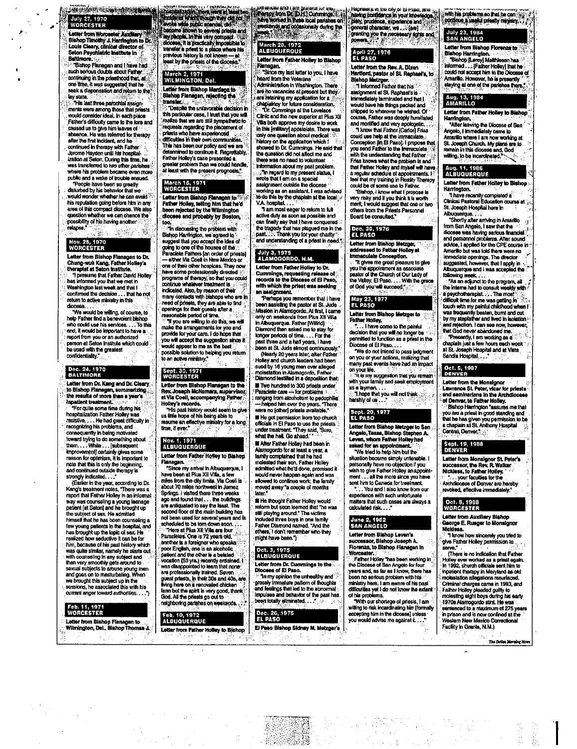...not, though there were at least two incidents which, though they did not involve wide public scandal, did become known to several priests and lay people. In this very compact diocese, it is practically impossible to transfer a priest to a place where his previous history is not known — at least by the priests of the diocese."

## July 27, 1970 WORCESTER

**Letter from Worcester Auxiliary Bishop Timothy J. Harrington to Dr. Louis Cleary, clinical director of Seton Psychiatric Institute in Baltimore.**

"Bishop Flanagan and I have had such serious doubts about Father continuing in the priesthood that, at one time, it was suggested that he seek a dispensation and return to the lay state.

"His last three parochial assignments were among those that priests would consider ideal. In each place Father's difficulty came to the fore and caused us to give him leaves of absence. He was referred for therapy after the first incident, and he continued in therapy with Father Jerome Hayden until his hospitalization at Seton. During this time, he was transferred to two other parishes where his problem became even more public and a wake of trouble ensued.

"People have been so greatly disturbed by his behavior that we would wonder whether he can avoid his reputation going before him in any area of this compact diocese. We also question whether we can chance the possibility of his having another relapse."

## Nov. 25, 1970 WORCESTER

**Letter from Bishop Flanagan to Dr. Chung-wuk Kang, Father Holley's therapist at Seton Institute.**

"I presume that Father David Holley has informed you that we met in Washington last week and that I confirmed the decision . . . that he not return to active ministry in this diocese. . . .

"We would be willing, of course, to help Father find a benevolent bishop who could use his services. . . . To this end, it would be important to have a report from you or an authorized person at Seton Institute which could be used with the greatest confidentiality."

## Dec. 24, 1970 BALTIMORE

**Letter from Dr. Kang and Dr. Cleary to Bishop Flanagan, summarizing the results of more than a year's inpatient treatment.**

"For quite some time during his hospitalization Father Holley was resistive, . . . He had great difficulty in recognizing his problems, and consequently in being motivated toward trying to do something about them. . . . While . . . [subsequent improvement] certainly gives some reason for optimism, it is important to note that this is only the beginning, and continued outside therapy is strongly indicated. . . ."

(Earlier in the year, according to Dr. Kang's treatment notes, "There was a report that Father Holley in an informal way was counseling a young teenage patient [at Seton] and he brought up the subject of sex. He admitted himself that he has been counseling a few young patients in the hospital, and has brought up the topic of sex. He realized how seductive it can be for him, because of his past history which was quite similar, namely he starts out with counseling in any subject and then very smoothly gets around to sexual subjects to arouse young men and goes on to masturbating. When we brought this subject up in the sessions, he associated this with his current anger toward authorities. . . .")

## Feb. 11, 1971 WORCESTER

**Letter from Bishop Flanagan to Wilmington, Del., Bishop Thomas J.** ...hospitalization, there were at least two incidents which, though they did not involve wide public scandal, did become known to several priests and lay people. In this very compact diocese, it is practically impossible to transfer a priest to a place where his previous history is not known — at least by the priests of the diocese."

## March 2, 1971 WILMINGTON, Del.

**Letter from Bishop Mardaga to Bishop Flanagan, rejecting the transfer.**

"Despite the unfavorable decision in this particular case, I trust that you will realize that we are still sympathetic to requests regarding the placement of priests who have experienced difficulties in their own communities. This has been our policy and we are determined to continue it. Regrettably, Father Holley's case presented a greater problem than we could handle, at least with the present prognosis."

## March 18, 1971 WORCESTER

**Letter from Bishop Flanagan to Father Holley, telling him that he'd been rejected by the Wilmington diocese and probably by Boston, too.**

"In discussing the problem with Bishop Harrington, we agreed to suggest that you accept the idea of going to one of the houses of the Paraclete Fathers [an order of priests] — either Via Coeli in New Mexico or one of their other hospices. They now have some professionally directed programs of therapy, so that you could continue whatever treatment is indicated. Also, by reason of their many contacts with bishops who are in need of priests, they are able to find openings for their guests after a reasonable period of time.

"If you are willing to do this, we will make the arrangements for you and provide for your care. I do hope that you will accept the suggestion since it would appear to me as the best possible solution to helping you return to an active ministry."

## Sept. 30, 1971 WORCESTER

**Letter from Bishop Flanagan to the Rev. Joseph McNamara, supervisor at Via Coeli, accompanying Father Holley's records.**

"His past history would seem to give us little hope of his being able to resume an effective ministry for a long time, if ever."

## Nov. 1, 1971 ALBUQUERQUE

**Letter from Father Holley to Bishop Flanagan.**

"Since my arrival in Albuquerque, I have been at Pius XII Villa, a few miles from the city limits. Via Coeli is about 70 miles northwest in Jamez Springs. I visited there three weeks ago and found that . . . the buildings are antiquated to say the least. The second floor of the main building has not been used for several years and is scheduled to be torn down soon. . . .

"Here at Pius XII Villa are four Paracletes. One is 72 years old, another is a foreigner who speaks poor English, one is an alcoholic patient and the other is a belated vocation (53 yrs.) recently ordained. I was disappointed to learn that none are professionally trained. Seven guest priests, in their 30s and 40s, are living here on a renovated chicken farm but the spirit is very good, thank God. All the priests go out to neighboring parishes on weekends. . . ."

## Feb. 10, 1972 ALBUQUERQUE

**Letter from Father Holley to Bishop Flanagan.** ...beneficial and I am grateful for the therapy from Dr. [D.H.] Cummings. I have worked in three local parishes on weekends and occasionally during the week."

## March 28, 1972 ALBUQUERQUE

**Letter from Father Holley to Bishop Flanagan.**

"Since my last letter to you, I have heard from the Veterans Administration in Washington. There are no vacancies at present but they are retaining my application for a chaplaincy for future consideration.

"Dr. Cummings at the Lovelace Clinic and the new superior at Pius XII Villa both approve my desire to work in this [military] apostolate. There was only one question about medical history on the application which I showed to Dr. Cummings. He said that the question did not affect me and there was no need to volunteer information about my past problem.

"In regard to my present status, I wrote that I am on a special assignment outside the diocese working as an assistant. I was advised to do this by the chaplain at the local V.A. hospital. . . .

"I am most eager to return to full active duty as soon as possible and can finally say that I have conquered the tragedy that has plagued me in the past. . . . Thank you for your charity and understanding of a priest in need."

## July 3, 1975 ALAMOGORDO, N.M.

**Letter from Father Holley to Dr. Cummings, requesting release of records to the Diocese of El Paso, with which the priest was seeking an assignment.**

"Perhaps you remember that I have been assisting the pastor at St. Jude Mission in Alamogordo. At first, I came only on weekends from Pius XII Villa in Albuquerque. Father [Wilfrid] Diamond then asked me to stay for longer periods of time. . . . For the past three and a half years, I have been at St. Jude almost continuously."

(Nearly 20 years later, after Father Holley and church leaders had been sued by 16 young men over alleged molestation in Alamogordo, Father Diamond testified in a deposition that:

- Two hundred to 300 priests under Paraclete care — for problems ranging from alcoholism to pedophilia — helped him over the years. "There were no [other] priests available."
- He got permission from top church officials in El Paso to use the priests under treatment. "They said, 'Sure, what the hell. Go ahead.'"
- After Father Holley had been in Alamogordo for at least a year, a family complained that he had molested their son. Father Holley admitted what he'd done, promised it would never happen again and was allowed to continue work; the family moved away "a couple of months later."
- He thought Father Holley would reform but soon learned that "he was still playing around." The victims included three boys in one family Father Diamond named. "And the others, I don't remember who they might have been.")

## Oct. 3, 1975 ALBUQUERQUE

**Letter from Dr. Cummings to the Diocese of El Paso.**

"In my opinion the unhealthy and grossly immature pattern of thoughts and feelings that led to the abnormal impulses and behavior of the past has been totally eliminated. . . ."

## Dec. 26, 1975 EL PASO

**El Paso Bishop Sidney M. Metzger's** ...Hapness in the city of El Paso, and having confidence in your knowledge, piety, prudence, experience and general character, we . . . [are] granting you the necessary rights and powers. . . ."

## April 27, 1976 EL PASO

**Letter from the Rev. A. Dixon Hartford, pastor of St. Raphael's, to Bishop Metzger.**

"I informed Father that his assignment at St. Raphael's is immediately terminated and that I would have his things packed and shipped to wherever he wished. Of course, Father was deeply humiliated and mortified and very apologetic. . . .

"I know that Father [Carlos] Frias could use help at the Immaculate Conception [in El Paso]. I propose that you send Father to the Immaculate with the understanding that Father Frias knows what the problem is and that Father Holley and myself will have a regular schedule of appointments. I feel that my training in Reality Therapy could be of some use to Father.

"Bishop, I know what I propose is very risky and if you think it is worth merit, I would suggest that one or two others from the Priests Personnel Board be consulted."

## Dec. 30, 1976 EL PASO

**Letter from Bishop Metzger, addressed to Father Holley at Immaculate Conception.**

"It gives me great pleasure to give you the appointment as associate pastor of the Church of Our Lady of the Valley, El Paso. . . . With the grace of God you will succeed."

## May 23, 1977 EL PASO

**Letter from Bishop Metzger to Father Holley.**

". . . I have come to the painful decision that you will no longer be permitted to function as a priest in the Diocese of El Paso. . . .

"We do not intend to pass judgment on you or your actions, realizing that many past events have had an impact on your life.

"It is my suggestion that you remain with your family and seek employment as a layman. . . .

"I hope that you will not think harshly of us . . ."

## Sept. 20, 1977 EL PASO

**Letter from Bishop Metzger to San Angelo, Texas, Bishop Stephen A. Leven, whom Father Holley had asked for an appointment.**

"We tried to help him but the situation became simply untenable. I personally have no objection if you wish to give Father Holley an appointment . . . all the more since you have sent him to Canada for treatment.

". . . You and I also know from our experience with such unfortunate matters that such cases are always a calculated risk. . . ."

## June 2, 1982 SAN ANGELO

**Letter from Bishop Leven's successor, Bishop Joseph A. Fiorenza, to Bishop Flanagan in Worcester.**

Father Holley "has been working in the Diocese of San Angelo for four years and, as far as I know, there has been no serious problem with his ministry here. I am aware of his past difficulties yet I do not know the extent of his problems.

"With our shortage of priests, I am willing to risk incardinating him [formally accepting him in the diocese] unless you would advise me against it. . . ." ...and hope that he will successfully deal with his problems so that he can continue a useful priestly ministry. . . ."

## July 23, 1984 SAN ANGELO

**Letter from Bishop Fiorenza to Bishop Harrington.**

"Bishop [Leroy] Matthiesen has informed . . . [Father Holley] that he could not accept him in the Diocese of Amarillo. However, he is presently staying at one of the parishes there."

## Aug. 13, 1984 AMARILLO

**Letter from Father Holley to Bishop Harrington.**

"After leaving the Diocese of San Angelo, I immediately came to Amarillo where I am now working at St. Joseph Church. My plans are to remain in this diocese and, God willing, to be incardinated."

## Aug. 11, 1986 ALBUQUERQUE

**Letter from Father Holley to Bishop Harrington.**

"I have recently completed a Clinical Pastoral Education course at St. Joseph Hospital here in Albuquerque. . . .

"Shortly after arriving in Amarillo from San Angelo, I saw that the diocese was having serious financial and personnel problems. After sound advice, I applied for the CPE course in Amarillo but was told there were no immediate openings. The director suggested, however, that I apply in Albuquerque and I was accepted the following week. . . .

"As an adjunct to the program, all the interns had to consult weekly with a psychotherapist. . . . The most difficult time for me was getting in touch with my painful childhood when I was frequently beaten, burnt and cut by my stepfather and lived in isolation and rejection. I can see now, however, that God never abandoned me.

"Presently, I am working as a chaplain just a few hours each week at St. Joseph Hospital and at Vista Sandia Hospital. . . ."

## Oct. 5, 1987 DENVER

**Letter from the Monsignor Lawrence St. Peter, vicar for priests and seminarians in the Archdiocese of Denver, to Father Holley.**

Bishop Harrington "assures me that you are a priest in good standing and that he has given you permission to be a chaplain at St. Anthony Hospital Central, Denver."

## Sept. 19, 1988 DENVER

**Letter from Monsignor St. Peter's successor, the Rev. R. Walker Nickless, to Father Holley.**

". . . your faculties for the Archdiocese of Denver are hereby revoked, effective immediately."

## Oct. 5, 1988 WORCESTER

**Letter from Auxiliary Bishop George E. Rueger to Monsignor Nickless.**

"I know how sincerely you tried to give Father Holley permission to serve."

(There is no indication that Father Holley ever worked as a priest again. In 1992, church officials sent him to inpatient therapy in Maryland as old molestation allegations resurfaced. Criminal charges came in 1993, and Father Holley pleaded guilty to molesting eight boys during his early 1970s Alamogordo stint. He was sentenced to a maximum of 275 years in prison and is now confined at the Western New Mexico Correctional Facility in Grants, N.M.)

*The Dallas Morning News*